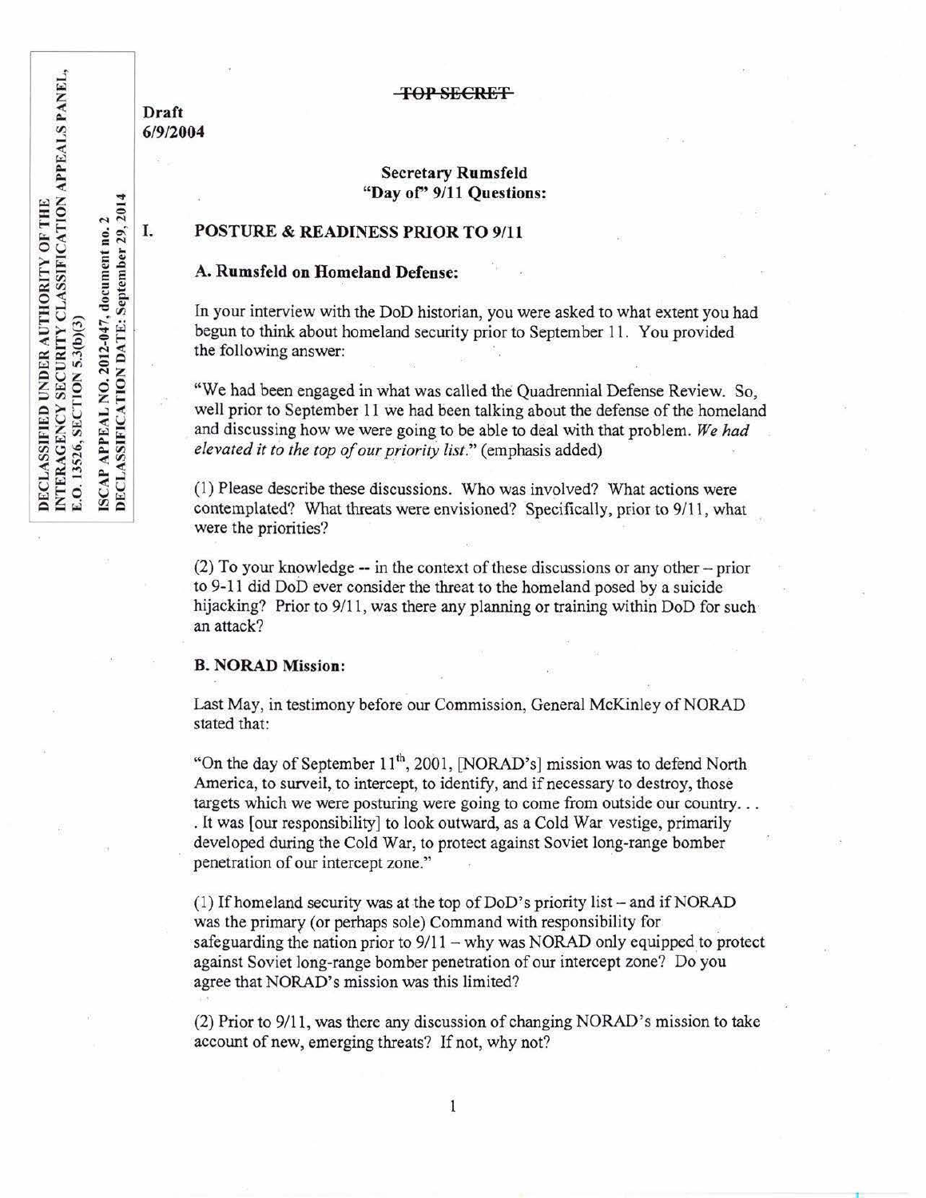~~TOP SECRET~~

DECLASSIFIED UNDER AUTHORITY OF THE INTERAGENCY SECURITY CLASSIFICATION APPEALS PANEL, E.O. 13526, SECTION 5.3(b)(3)

ISCAP APPEAL NO. 2012-047, document no. 2
DECLASSIFICATION DATE: September 29, 2014

**Draft**
**6/9/2004**

**Secretary Rumsfeld**
**"Day of" 9/11 Questions:**

## I. POSTURE & READINESS PRIOR TO 9/11

### A. Rumsfeld on Homeland Defense:

In your interview with the DoD historian, you were asked to what extent you had begun to think about homeland security prior to September 11. You provided the following answer:

"We had been engaged in what was called the Quadrennial Defense Review. So, well prior to September 11 we had been talking about the defense of the homeland and discussing how we were going to be able to deal with that problem. *We had elevated it to the top of our priority list.*" (emphasis added)

(1) Please describe these discussions. Who was involved? What actions were contemplated? What threats were envisioned? Specifically, prior to 9/11, what were the priorities?

(2) To your knowledge -- in the context of these discussions or any other – prior to 9-11 did DoD ever consider the threat to the homeland posed by a suicide hijacking? Prior to 9/11, was there any planning or training within DoD for such an attack?

### B. NORAD Mission:

Last May, in testimony before our Commission, General McKinley of NORAD stated that:

"On the day of September 11th, 2001, [NORAD's] mission was to defend North America, to surveil, to intercept, to identify, and if necessary to destroy, those targets which we were posturing were going to come from outside our country. . . . It was [our responsibility] to look outward, as a Cold War vestige, primarily developed during the Cold War, to protect against Soviet long-range bomber penetration of our intercept zone."

(1) If homeland security was at the top of DoD's priority list – and if NORAD was the primary (or perhaps sole) Command with responsibility for safeguarding the nation prior to 9/11 – why was NORAD only equipped to protect against Soviet long-range bomber penetration of our intercept zone? Do you agree that NORAD's mission was this limited?

(2) Prior to 9/11, was there any discussion of changing NORAD's mission to take account of new, emerging threats? If not, why not?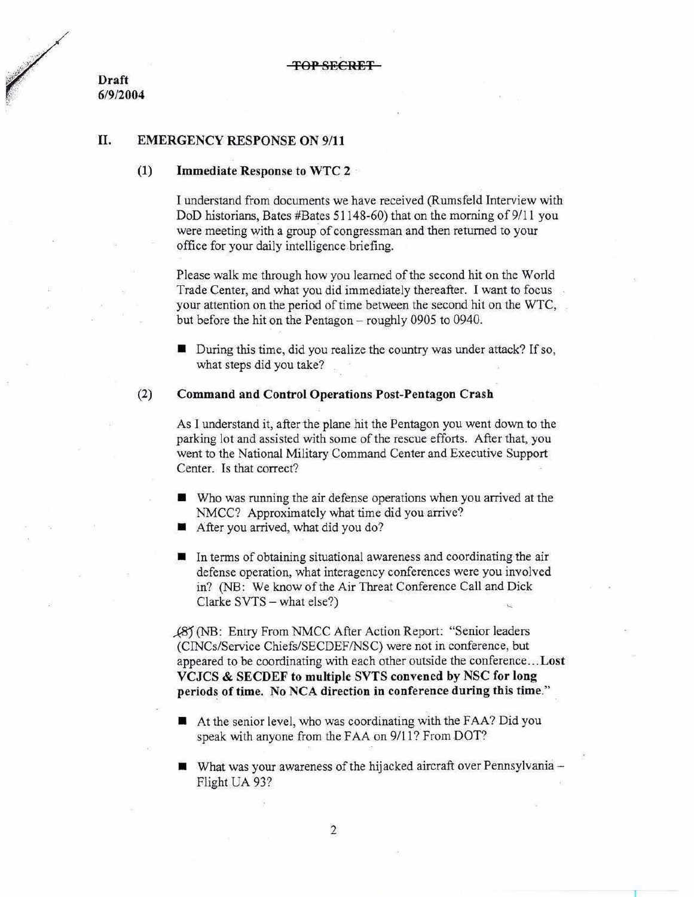~~TOP SECRET~~

**Draft**
**6/9/2004**

## II. EMERGENCY RESPONSE ON 9/11

### (1) Immediate Response to WTC 2

I understand from documents we have received (Rumsfeld Interview with DoD historians, Bates #Bates 51148-60) that on the morning of 9/11 you were meeting with a group of congressman and then returned to your office for your daily intelligence briefing.

Please walk me through how you learned of the second hit on the World Trade Center, and what you did immediately thereafter. I want to focus your attention on the period of time between the second hit on the WTC, but before the hit on the Pentagon – roughly 0905 to 0940.

- During this time, did you realize the country was under attack? If so, what steps did you take?

### (2) Command and Control Operations Post-Pentagon Crash

As I understand it, after the plane hit the Pentagon you went down to the parking lot and assisted with some of the rescue efforts. After that, you went to the National Military Command Center and Executive Support Center. Is that correct?

- Who was running the air defense operations when you arrived at the NMCC? Approximately what time did you arrive?
- After you arrived, what did you do?
- In terms of obtaining situational awareness and coordinating the air defense operation, what interagency conferences were you involved in? (NB: We know of the Air Threat Conference Call and Dick Clarke SVTS – what else?)

~~(S)~~ (NB: Entry From NMCC After Action Report: "Senior leaders (CINCs/Service Chiefs/SECDEF/NSC) were not in conference, but appeared to be coordinating with each other outside the conference…**Lost VCJCS & SECDEF to multiple SVTS convened by NSC for long periods of time. No NCA direction in conference during this time**."

- At the senior level, who was coordinating with the FAA? Did you speak with anyone from the FAA on 9/11? From DOT?
- What was your awareness of the hijacked aircraft over Pennsylvania – Flight UA 93?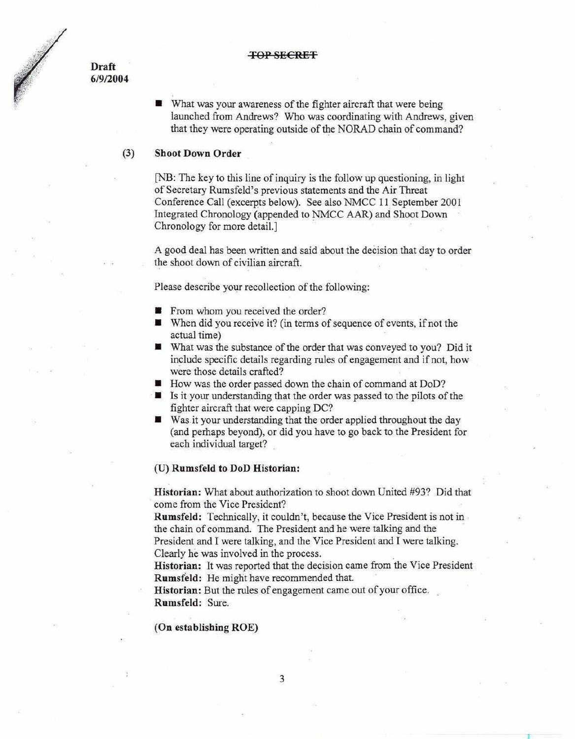~~TOP SECRET~~

**Draft**
**6/9/2004**

- What was your awareness of the fighter aircraft that were being launched from Andrews? Who was coordinating with Andrews, given that they were operating outside of the NORAD chain of command?

**(3) Shoot Down Order**

[NB: The key to this line of inquiry is the follow up questioning, in light of Secretary Rumsfeld's previous statements and the Air Threat Conference Call (excerpts below). See also NMCC 11 September 2001 Integrated Chronology (appended to NMCC AAR) and Shoot Down Chronology for more detail.]

A good deal has been written and said about the decision that day to order the shoot down of civilian aircraft.

Please describe your recollection of the following:

- From whom you received the order?
- When did you receive it? (in terms of sequence of events, if not the actual time)
- What was the substance of the order that was conveyed to you? Did it include specific details regarding rules of engagement and if not, how were those details crafted?
- How was the order passed down the chain of command at DoD?
- Is it your understanding that the order was passed to the pilots of the fighter aircraft that were capping DC?
- Was it your understanding that the order applied throughout the day (and perhaps beyond), or did you have to go back to the President for each individual target?

**(U) Rumsfeld to DoD Historian:**

**Historian:** What about authorization to shoot down United #93? Did that come from the Vice President?
**Rumsfeld:** Technically, it couldn't, because the Vice President is not in the chain of command. The President and he were talking and the President and I were talking, and the Vice President and I were talking. Clearly he was involved in the process.
**Historian:** It was reported that the decision came from the Vice President
**Rumsfeld:** He might have recommended that.
**Historian:** But the rules of engagement came out of your office.
**Rumsfeld:** Sure.

**(On establishing ROE)**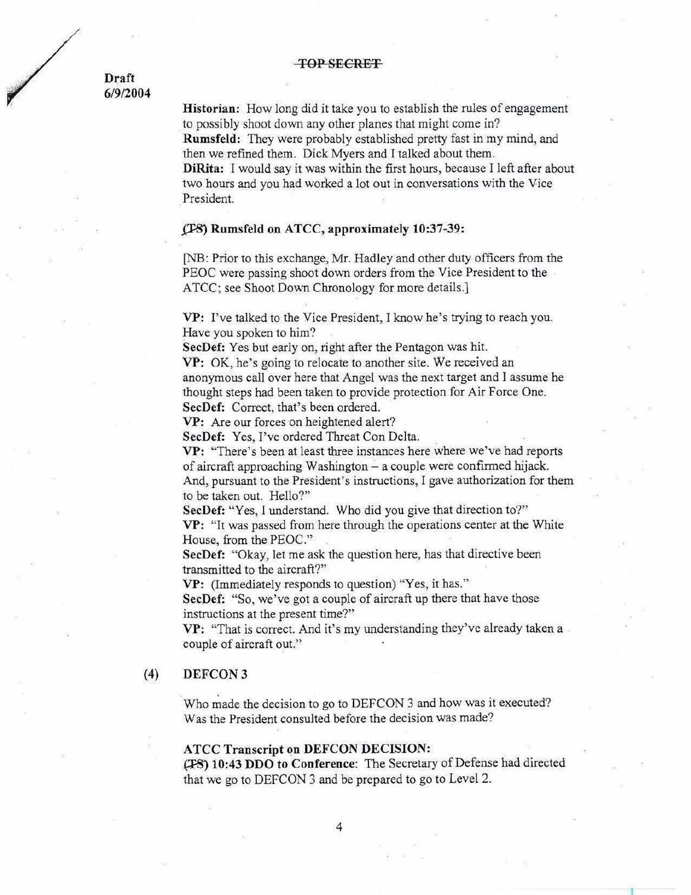~~TOP SECRET~~

Draft
6/9/2004

**Historian:** How long did it take you to establish the rules of engagement to possibly shoot down any other planes that might come in?
**Rumsfeld:** They were probably established pretty fast in my mind, and then we refined them. Dick Myers and I talked about them.
**DiRita:** I would say it was within the first hours, because I left after about two hours and you had worked a lot out in conversations with the Vice President.

**(~~TS~~) Rumsfeld on ATCC, approximately 10:37-39:**

[NB: Prior to this exchange, Mr. Hadley and other duty officers from the PEOC were passing shoot down orders from the Vice President to the ATCC; see Shoot Down Chronology for more details.]

**VP:** I've talked to the Vice President, I know he's trying to reach you. Have you spoken to him?
**SecDef:** Yes but early on, right after the Pentagon was hit.
**VP:** OK, he's going to relocate to another site. We received an anonymous call over here that Angel was the next target and I assume he thought steps had been taken to provide protection for Air Force One.
**SecDef:** Correct, that's been ordered.
**VP:** Are our forces on heightened alert?
**SecDef:** Yes, I've ordered Threat Con Delta.
**VP:** "There's been at least three instances here where we've had reports of aircraft approaching Washington – a couple were confirmed hijack. And, pursuant to the President's instructions, I gave authorization for them to be taken out. Hello?"
**SecDef:** "Yes, I understand. Who did you give that direction to?"
**VP:** "It was passed from here through the operations center at the White House, from the PEOC."
**SecDef:** "Okay, let me ask the question here, has that directive been transmitted to the aircraft?"
**VP:** (Immediately responds to question) "Yes, it has."
**SecDef:** "So, we've got a couple of aircraft up there that have those instructions at the present time?"
**VP:** "That is correct. And it's my understanding they've already taken a couple of aircraft out."

## (4) DEFCON 3

Who made the decision to go to DEFCON 3 and how was it executed? Was the President consulted before the decision was made?

**ATCC Transcript on DEFCON DECISION:**
**(~~TS~~) 10:43 DDO to Conference**: The Secretary of Defense had directed that we go to DEFCON 3 and be prepared to go to Level 2.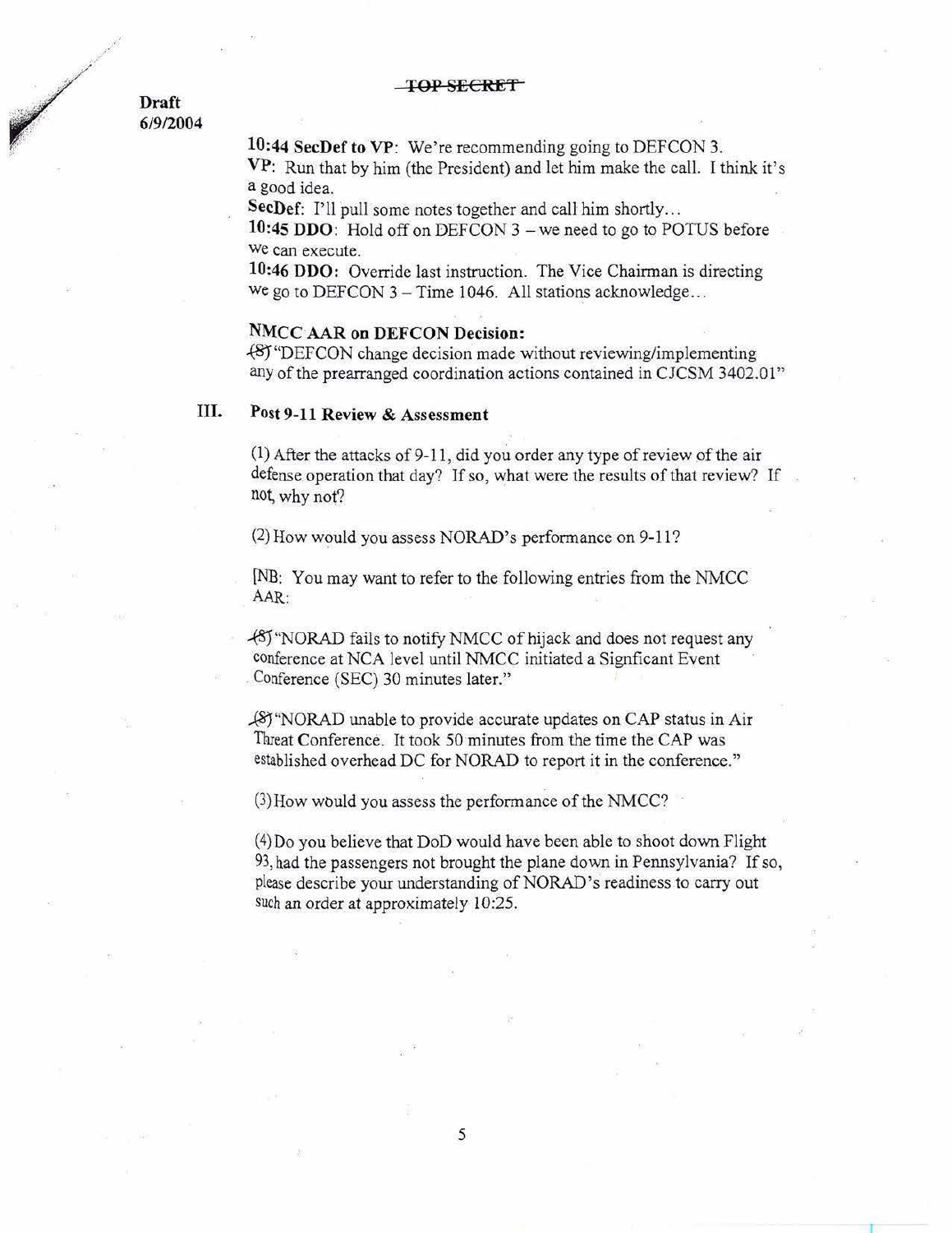~~TOP SECRET~~

**Draft**
**6/9/2004**

**10:44 SecDef to VP**: We're recommending going to DEFCON 3.
**VP**: Run that by him (the President) and let him make the call. I think it's a good idea.
**SecDef**: I'll pull some notes together and call him shortly…
**10:45 DDO**: Hold off on DEFCON 3 – we need to go to POTUS before we can execute.
**10:46 DDO:** Override last instruction. The Vice Chairman is directing we go to DEFCON 3 – Time 1046. All stations acknowledge…

**NMCC AAR on DEFCON Decision:**
~~(S)~~ "DEFCON change decision made without reviewing/implementing any of the prearranged coordination actions contained in CJCSM 3402.01"

## III. Post 9-11 Review & Assessment

(1) After the attacks of 9-11, did you order any type of review of the air defense operation that day? If so, what were the results of that review? If not, why not?

(2) How would you assess NORAD's performance on 9-11?

[NB: You may want to refer to the following entries from the NMCC AAR:

~~(S)~~ "NORAD fails to notify NMCC of hijack and does not request any conference at NCA level until NMCC initiated a Signficant Event Conference (SEC) 30 minutes later."

~~(S)~~ "NORAD unable to provide accurate updates on CAP status in Air Threat Conference. It took 50 minutes from the time the CAP was established overhead DC for NORAD to report it in the conference."

(3) How would you assess the performance of the NMCC?

(4) Do you believe that DoD would have been able to shoot down Flight 93, had the passengers not brought the plane down in Pennsylvania? If so, please describe your understanding of NORAD's readiness to carry out such an order at approximately 10:25.